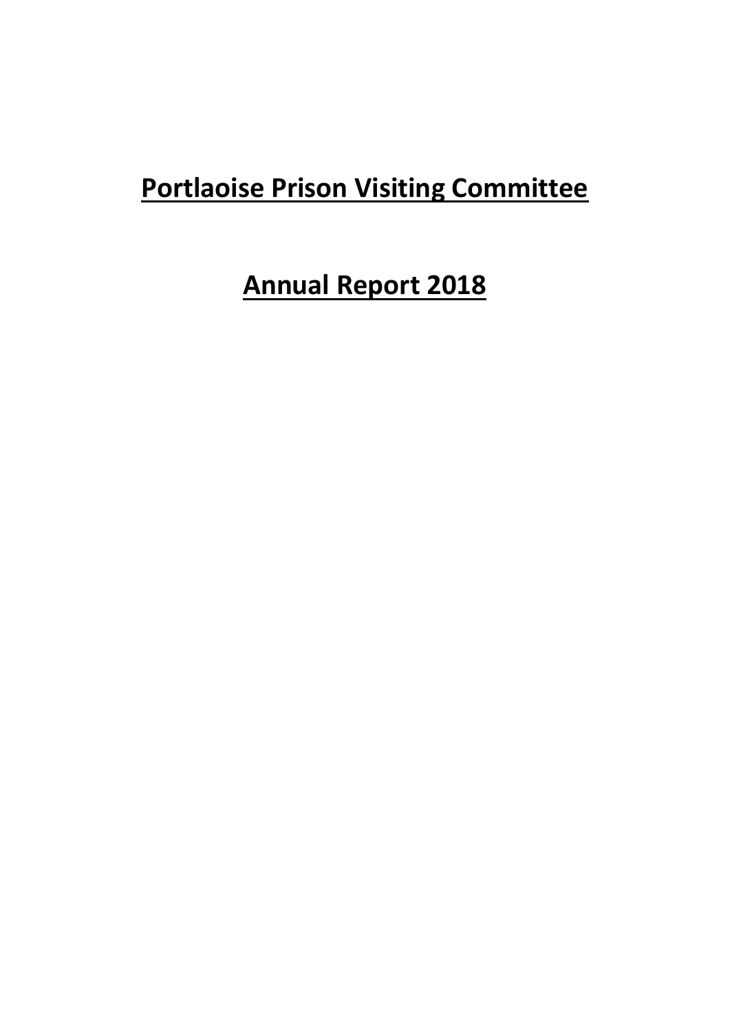# **Portlaoise Prison Visiting Committee**

# **Annual Report 2018**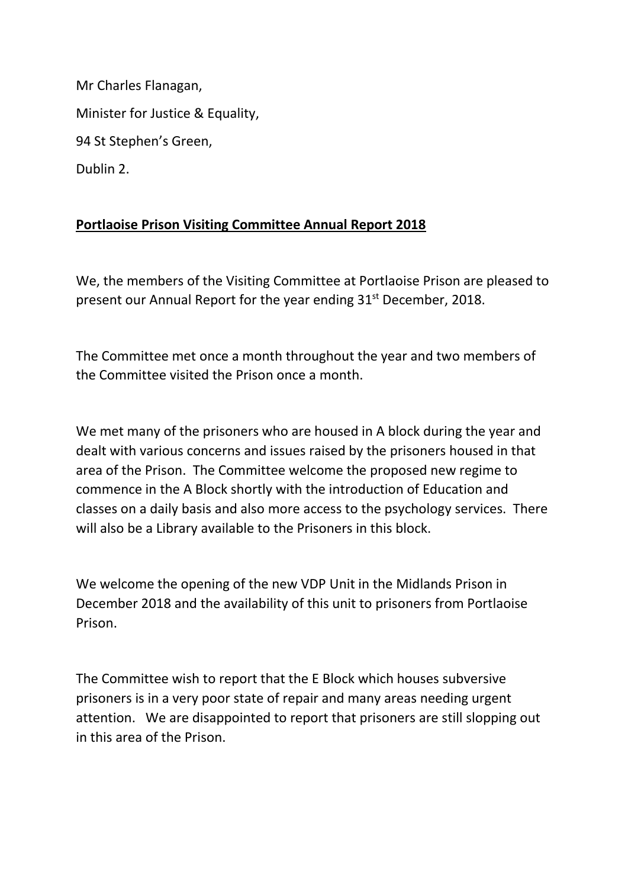Mr Charles Flanagan,

Minister for Justice & Equality,

94 St Stephen's Green,

Dublin 2.

**Portlaoise Prison Visiting Committee Annual Report 2018**

We, the members of the Visiting Committee at Portlaoise Prison are pleased to present our Annual Report for the year ending 31st December, 2018.

The Committee met once a month throughout the year and two members of the Committee visited the Prison once a month.

We met many of the prisoners who are housed in A block during the year and dealt with various concerns and issues raised by the prisoners housed in that area of the Prison. The Committee welcome the proposed new regime to commence in the A Block shortly with the introduction of Education and classes on a daily basis and also more access to the psychology services. There will also be a Library available to the Prisoners in this block.

We welcome the opening of the new VDP Unit in the Midlands Prison in December 2018 and the availability of this unit to prisoners from Portlaoise Prison.

The Committee wish to report that the E Block which houses subversive prisoners is in a very poor state of repair and many areas needing urgent attention. We are disappointed to report that prisoners are still slopping out in this area of the Prison.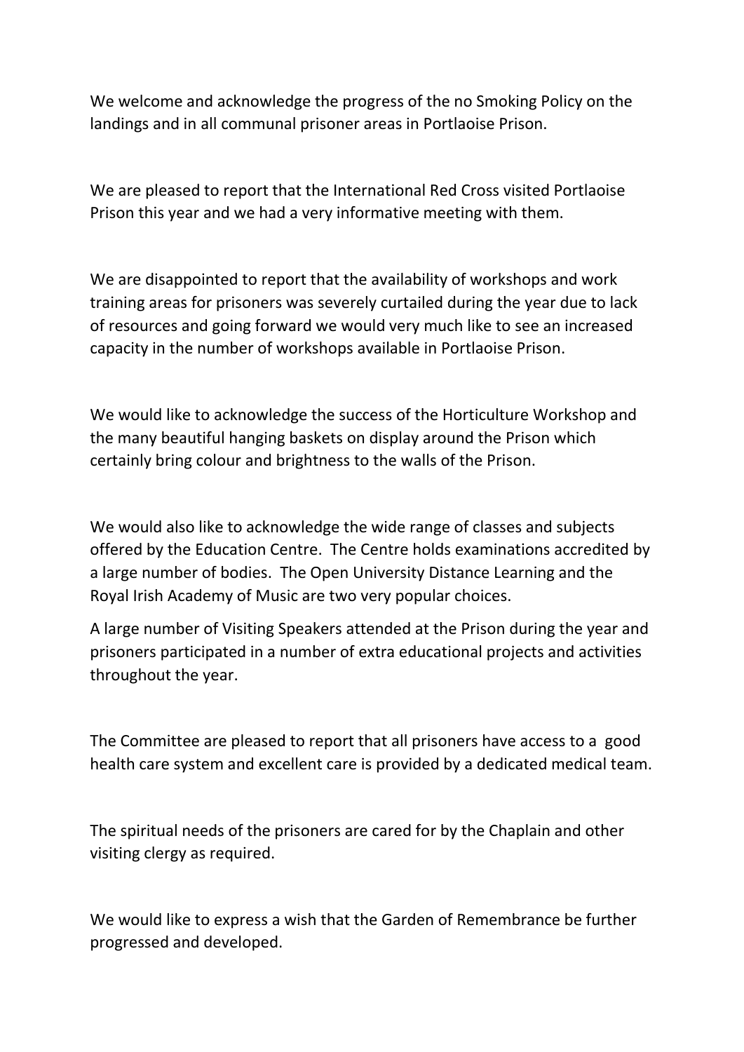We welcome and acknowledge the progress of the no Smoking Policy on the landings and in all communal prisoner areas in Portlaoise Prison.

We are pleased to report that the International Red Cross visited Portlaoise Prison this year and we had a very informative meeting with them.

We are disappointed to report that the availability of workshops and work training areas for prisoners was severely curtailed during the year due to lack of resources and going forward we would very much like to see an increased capacity in the number of workshops available in Portlaoise Prison.

We would like to acknowledge the success of the Horticulture Workshop and the many beautiful hanging baskets on display around the Prison which certainly bring colour and brightness to the walls of the Prison.

We would also like to acknowledge the wide range of classes and subjects offered by the Education Centre. The Centre holds examinations accredited by a large number of bodies. The Open University Distance Learning and the Royal Irish Academy of Music are two very popular choices.

A large number of Visiting Speakers attended at the Prison during the year and prisoners participated in a number of extra educational projects and activities throughout the year.

The Committee are pleased to report that all prisoners have access to a good health care system and excellent care is provided by a dedicated medical team.

The spiritual needs of the prisoners are cared for by the Chaplain and other visiting clergy as required.

We would like to express a wish that the Garden of Remembrance be further progressed and developed.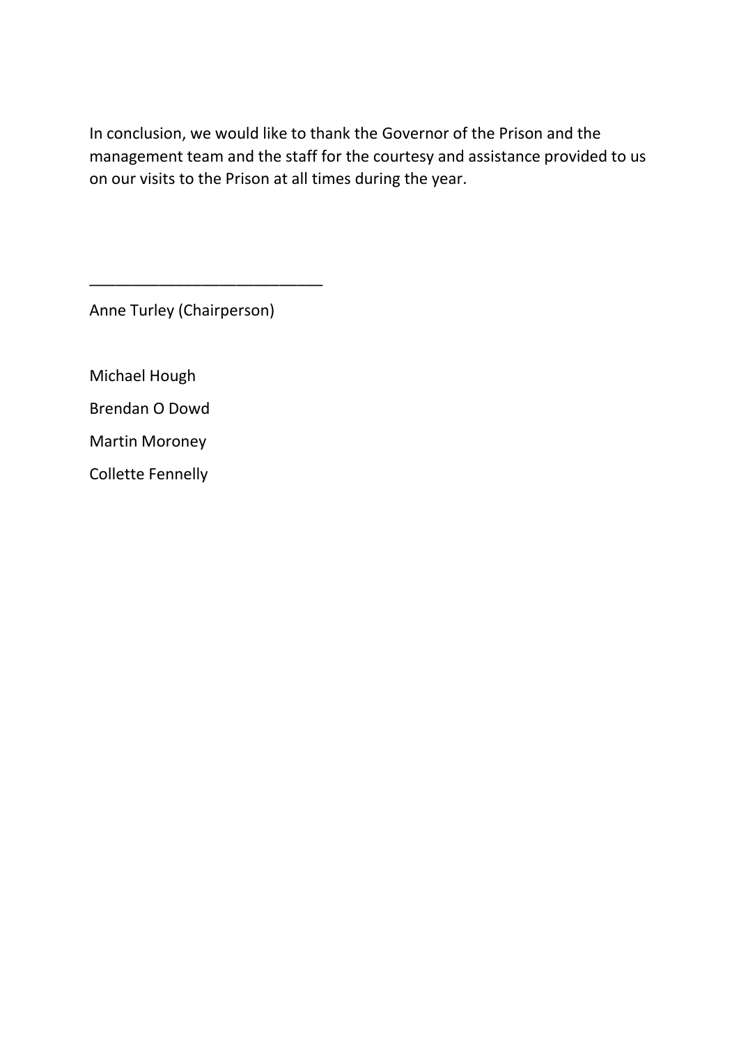In conclusion, we would like to thank the Governor of the Prison and the management team and the staff for the courtesy and assistance provided to us on our visits to the Prison at all times during the year.

___________________________

Anne Turley (Chairperson)

Michael Hough

Brendan O Dowd

Martin Moroney

Collette Fennelly